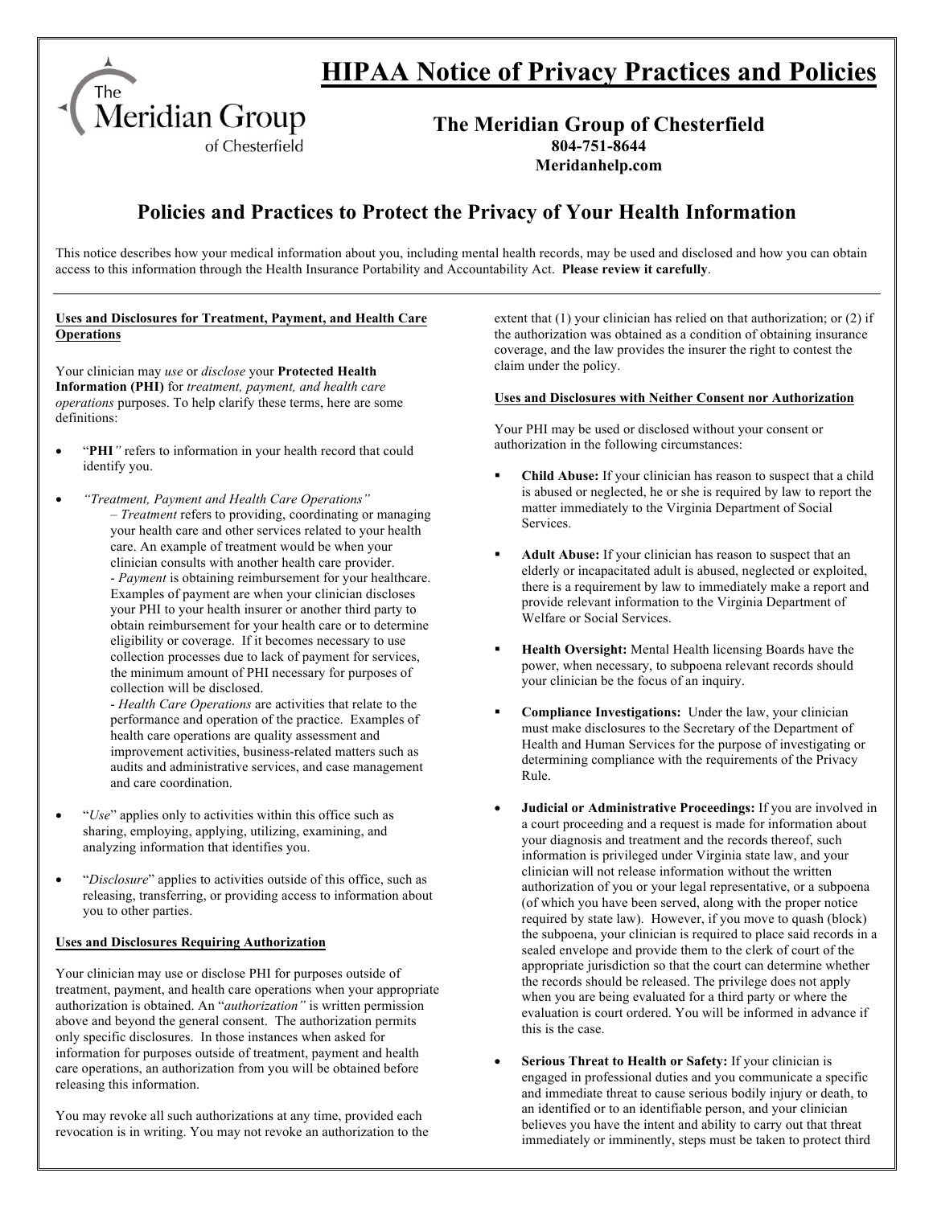# HIPAA Notice of Privacy Practices and Policies

**The Meridian Group of Chesterfield**
**804-751-8644**
**Meridanhelp.com**

## Policies and Practices to Protect the Privacy of Your Health Information

This notice describes how your medical information about you, including mental health records, may be used and disclosed and how you can obtain access to this information through the Health Insurance Portability and Accountability Act. **Please review it carefully**.

---

**Uses and Disclosures for Treatment, Payment, and Health Care Operations**

Your clinician may *use* or *disclose* your **Protected Health Information (PHI)** for *treatment, payment, and health care operations* purposes. To help clarify these terms, here are some definitions:

- "**PHI**" refers to information in your health record that could identify you.
- *"Treatment, Payment and Health Care Operations"*
  – *Treatment* refers to providing, coordinating or managing your health care and other services related to your health care. An example of treatment would be when your clinician consults with another health care provider.
  - *Payment* is obtaining reimbursement for your healthcare. Examples of payment are when your clinician discloses your PHI to your health insurer or another third party to obtain reimbursement for your health care or to determine eligibility or coverage. If it becomes necessary to use collection processes due to lack of payment for services, the minimum amount of PHI necessary for purposes of collection will be disclosed.
  - *Health Care Operations* are activities that relate to the performance and operation of the practice. Examples of health care operations are quality assessment and improvement activities, business-related matters such as audits and administrative services, and case management and care coordination.
- "*Use*" applies only to activities within this office such as sharing, employing, applying, utilizing, examining, and analyzing information that identifies you.
- "*Disclosure*" applies to activities outside of this office, such as releasing, transferring, or providing access to information about you to other parties.

**Uses and Disclosures Requiring Authorization**

Your clinician may use or disclose PHI for purposes outside of treatment, payment, and health care operations when your appropriate authorization is obtained. An "*authorization"* is written permission above and beyond the general consent. The authorization permits only specific disclosures. In those instances when asked for information for purposes outside of treatment, payment and health care operations, an authorization from you will be obtained before releasing this information.

You may revoke all such authorizations at any time, provided each revocation is in writing. You may not revoke an authorization to the extent that (1) your clinician has relied on that authorization; or (2) if the authorization was obtained as a condition of obtaining insurance coverage, and the law provides the insurer the right to contest the claim under the policy.

**Uses and Disclosures with Neither Consent nor Authorization**

Your PHI may be used or disclosed without your consent or authorization in the following circumstances:

- **Child Abuse:** If your clinician has reason to suspect that a child is abused or neglected, he or she is required by law to report the matter immediately to the Virginia Department of Social Services.
- **Adult Abuse:** If your clinician has reason to suspect that an elderly or incapacitated adult is abused, neglected or exploited, there is a requirement by law to immediately make a report and provide relevant information to the Virginia Department of Welfare or Social Services.
- **Health Oversight:** Mental Health licensing Boards have the power, when necessary, to subpoena relevant records should your clinician be the focus of an inquiry.
- **Compliance Investigations:** Under the law, your clinician must make disclosures to the Secretary of the Department of Health and Human Services for the purpose of investigating or determining compliance with the requirements of the Privacy Rule.
- **Judicial or Administrative Proceedings:** If you are involved in a court proceeding and a request is made for information about your diagnosis and treatment and the records thereof, such information is privileged under Virginia state law, and your clinician will not release information without the written authorization of you or your legal representative, or a subpoena (of which you have been served, along with the proper notice required by state law). However, if you move to quash (block) the subpoena, your clinician is required to place said records in a sealed envelope and provide them to the clerk of court of the appropriate jurisdiction so that the court can determine whether the records should be released. The privilege does not apply when you are being evaluated for a third party or where the evaluation is court ordered. You will be informed in advance if this is the case.
- **Serious Threat to Health or Safety:** If your clinician is engaged in professional duties and you communicate a specific and immediate threat to cause serious bodily injury or death, to an identified or to an identifiable person, and your clinician believes you have the intent and ability to carry out that threat immediately or imminently, steps must be taken to protect third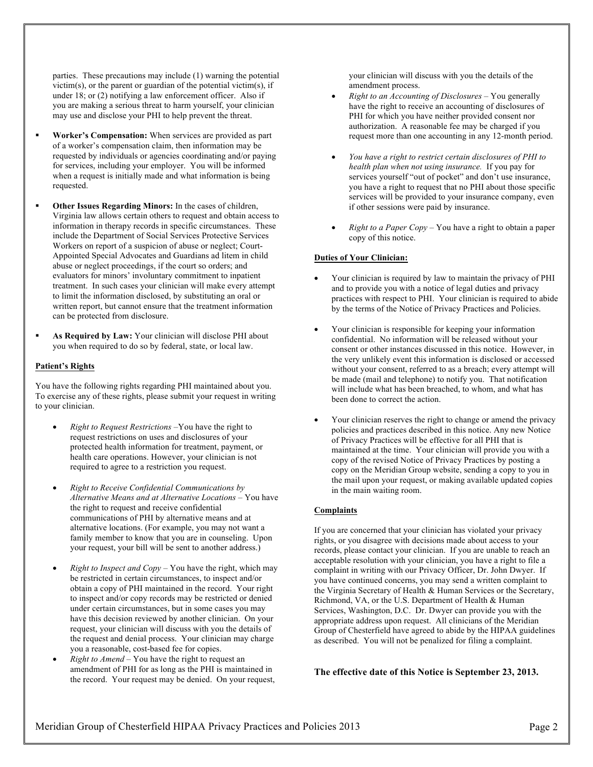parties. These precautions may include (1) warning the potential victim(s), or the parent or guardian of the potential victim(s), if under 18; or (2) notifying a law enforcement officer. Also if you are making a serious threat to harm yourself, your clinician may use and disclose your PHI to help prevent the threat.

- **Worker's Compensation:** When services are provided as part of a worker's compensation claim, then information may be requested by individuals or agencies coordinating and/or paying for services, including your employer. You will be informed when a request is initially made and what information is being requested.

- **Other Issues Regarding Minors:** In the cases of children, Virginia law allows certain others to request and obtain access to information in therapy records in specific circumstances. These include the Department of Social Services Protective Services Workers on report of a suspicion of abuse or neglect; Court-Appointed Special Advocates and Guardians ad litem in child abuse or neglect proceedings, if the court so orders; and evaluators for minors' involuntary commitment to inpatient treatment. In such cases your clinician will make every attempt to limit the information disclosed, by substituting an oral or written report, but cannot ensure that the treatment information can be protected from disclosure.

- **As Required by Law:** Your clinician will disclose PHI about you when required to do so by federal, state, or local law.

**Patient's Rights**

You have the following rights regarding PHI maintained about you. To exercise any of these rights, please submit your request in writing to your clinician.

- *Right to Request Restrictions* –You have the right to request restrictions on uses and disclosures of your protected health information for treatment, payment, or health care operations. However, your clinician is not required to agree to a restriction you request.

- *Right to Receive Confidential Communications by Alternative Means and at Alternative Locations* – You have the right to request and receive confidential communications of PHI by alternative means and at alternative locations. (For example, you may not want a family member to know that you are in counseling. Upon your request, your bill will be sent to another address.)

- *Right to Inspect and Copy* – You have the right, which may be restricted in certain circumstances, to inspect and/or obtain a copy of PHI maintained in the record. Your right to inspect and/or copy records may be restricted or denied under certain circumstances, but in some cases you may have this decision reviewed by another clinician. On your request, your clinician will discuss with you the details of the request and denial process. Your clinician may charge you a reasonable, cost-based fee for copies.
- *Right to Amend* – You have the right to request an amendment of PHI for as long as the PHI is maintained in the record. Your request may be denied. On your request, your clinician will discuss with you the details of the amendment process.
- *Right to an Accounting of Disclosures* – You generally have the right to receive an accounting of disclosures of PHI for which you have neither provided consent nor authorization. A reasonable fee may be charged if you request more than one accounting in any 12-month period.

- *You have a right to restrict certain disclosures of PHI to health plan when not using insurance.* If you pay for services yourself "out of pocket" and don't use insurance, you have a right to request that no PHI about those specific services will be provided to your insurance company, even if other sessions were paid by insurance.

- *Right to a Paper Copy* – You have a right to obtain a paper copy of this notice.

**Duties of Your Clinician:**

- Your clinician is required by law to maintain the privacy of PHI and to provide you with a notice of legal duties and privacy practices with respect to PHI. Your clinician is required to abide by the terms of the Notice of Privacy Practices and Policies.

- Your clinician is responsible for keeping your information confidential. No information will be released without your consent or other instances discussed in this notice. However, in the very unlikely event this information is disclosed or accessed without your consent, referred to as a breach; every attempt will be made (mail and telephone) to notify you. That notification will include what has been breached, to whom, and what has been done to correct the action.

- Your clinician reserves the right to change or amend the privacy policies and practices described in this notice. Any new Notice of Privacy Practices will be effective for all PHI that is maintained at the time. Your clinician will provide you with a copy of the revised Notice of Privacy Practices by posting a copy on the Meridian Group website, sending a copy to you in the mail upon your request, or making available updated copies in the main waiting room.

**Complaints**

If you are concerned that your clinician has violated your privacy rights, or you disagree with decisions made about access to your records, please contact your clinician. If you are unable to reach an acceptable resolution with your clinician, you have a right to file a complaint in writing with our Privacy Officer, Dr. John Dwyer. If you have continued concerns, you may send a written complaint to the Virginia Secretary of Health & Human Services or the Secretary, Richmond, VA, or the U.S. Department of Health & Human Services, Washington, D.C. Dr. Dwyer can provide you with the appropriate address upon request. All clinicians of the Meridian Group of Chesterfield have agreed to abide by the HIPAA guidelines as described. You will not be penalized for filing a complaint.

**The effective date of this Notice is September 23, 2013.**